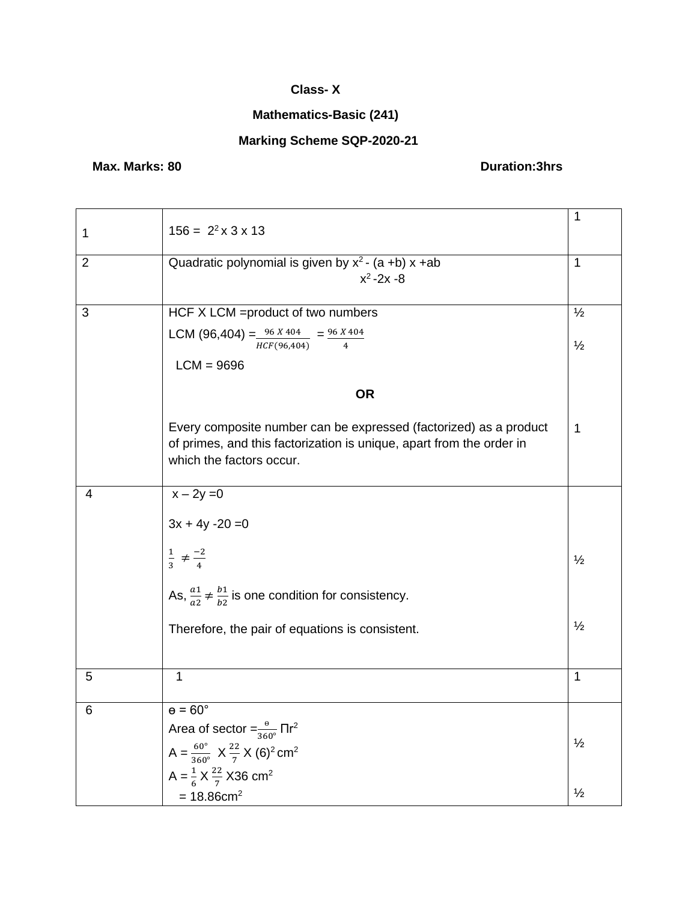**Class- X**

**Mathematics-Basic (241)**

**Marking Scheme SQP-2020-21**

**Max. Marks: 80** **Duration:3hrs**

| | | |
|---|---|---|
| 1 | $156 = 2^2 \times 3 \times 13$ | 1 |
| 2 | Quadratic polynomial is given by $x^2 - (a+b)x + ab$<br>$x^2 - 2x - 8$ | 1 |
| 3 | HCF X LCM =product of two numbers<br>LCM (96,404) $= \frac{96 \times 404}{HCF(96,404)} = \frac{96 \times 404}{4}$<br>LCM = 9696<br>**OR**<br>Every composite number can be expressed (factorized) as a product of primes, and this factorization is unique, apart from the order in which the factors occur. | ½<br>½<br><br><br>1 |
| 4 | $x - 2y = 0$<br>$3x + 4y - 20 = 0$<br>$\frac{1}{3} \neq \frac{-2}{4}$<br>As, $\frac{a1}{a2} \neq \frac{b1}{b2}$ is one condition for consistency.<br>Therefore, the pair of equations is consistent. | <br><br>½<br><br>½ |
| 5 | 1 | 1 |
| 6 | $\theta = 60°$<br>Area of sector $= \frac{\theta}{360°} \Pi r^2$<br>$A = \frac{60°}{360°} \times \frac{22}{7} \times (6)^2$ cm²<br>$A = \frac{1}{6} \times \frac{22}{7} \times 36$ cm²<br>= 18.86cm² | <br><br>½<br><br>½ |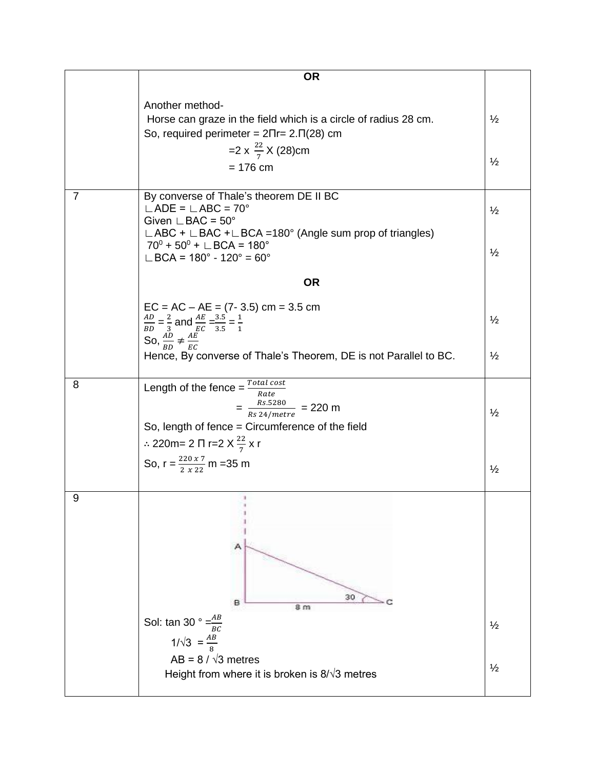| | | |
|---|---|---|
| | **OR**<br><br>Another method-<br>Horse can graze in the field which is a circle of radius 28 cm.<br>So, required perimeter = 2Πr= 2.Π(28) cm<br>$=2 \times \frac{22}{7} \times (28)$cm<br>= 176 cm | ½<br><br>½ |
| 7 | By converse of Thale's theorem DE II BC<br>∟ADE = ∟ABC = 70°<br>Given ∟BAC = 50°<br>∟ABC + ∟BAC +∟BCA =180° (Angle sum prop of triangles)<br>$70^0 + 50^0$ + ∟BCA = 180°<br>∟BCA = 180° - 120° = 60°<br><br>**OR**<br><br>EC = AC – AE = (7- 3.5) cm = 3.5 cm<br>$\frac{AD}{BD} = \frac{2}{3}$ and $\frac{AE}{EC} = \frac{3.5}{3.5} = \frac{1}{1}$<br>So, $\frac{AD}{BD} \neq \frac{AE}{EC}$<br>Hence, By converse of Thale's Theorem, DE is not Parallel to BC. | ½<br><br>½<br><br>½<br><br>½ |
| 8 | Length of the fence = $\frac{Total\ cost}{Rate}$<br>$= \frac{Rs.5280}{Rs\ 24/metre}$ = 220 m<br>So, length of fence = Circumference of the field<br>∴ 220m= 2 Π r=2 X $\frac{22}{7}$ x r<br>So, r = $\frac{220 \times 7}{2 \times 22}$ m =35 m | ½<br><br>½ |
| 9 | Sol: tan 30 ° =$\frac{AB}{BC}$<br>$1/\sqrt{3} = \frac{AB}{8}$<br>AB = 8 / √3 metres<br>Height from where it is broken is 8/√3 metres | ½<br><br>½ |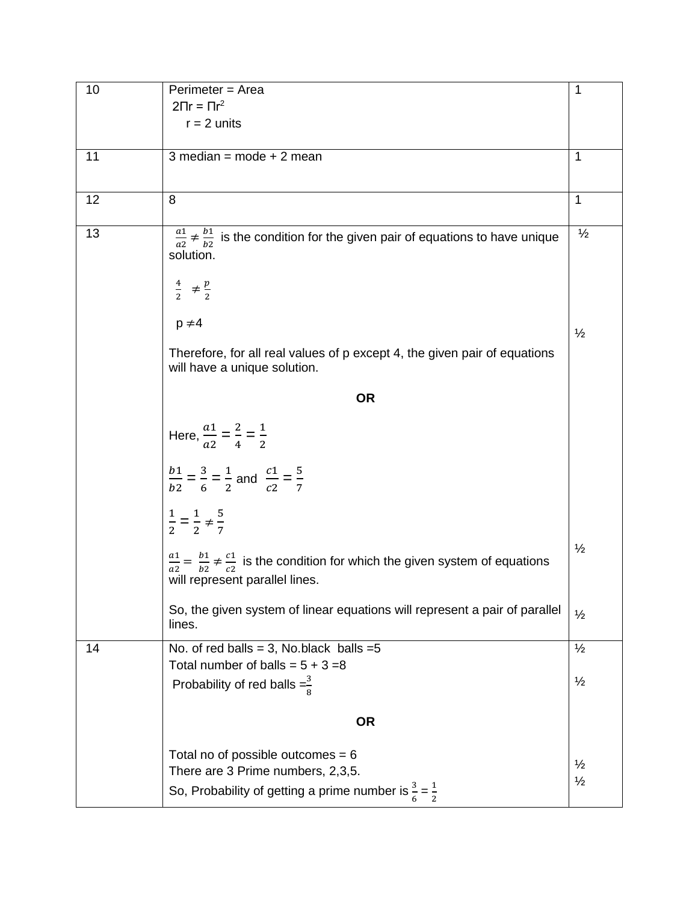| 10 | Perimeter = Area<br>$2\Pi r = \Pi r^2$<br>r = 2 units | 1 |
|---|---|---|
| 11 | 3 median = mode + 2 mean | 1 |
| 12 | 8 | 1 |
| 13 | $\frac{a1}{a2} \neq \frac{b1}{b2}$ is the condition for the given pair of equations to have unique solution.<br><br>$\frac{4}{2} \neq \frac{p}{2}$<br><br>$p \neq 4$<br><br>Therefore, for all real values of p except 4, the given pair of equations will have a unique solution.<br><br>**OR**<br><br>Here, $\frac{a1}{a2} = \frac{2}{4} = \frac{1}{2}$<br><br>$\frac{b1}{b2} = \frac{3}{6} = \frac{1}{2}$ and $\frac{c1}{c2} = \frac{5}{7}$<br><br>$\frac{1}{2} = \frac{1}{2} \neq \frac{5}{7}$<br><br>$\frac{a1}{a2} = \frac{b1}{b2} \neq \frac{c1}{c2}$ is the condition for which the given system of equations will represent parallel lines.<br><br>So, the given system of linear equations will represent a pair of parallel lines. | ½<br><br><br><br>½<br><br><br><br><br><br><br><br>½<br><br>½ |
| 14 | No. of red balls = 3, No.black balls =5<br>Total number of balls = 5 + 3 =8<br>Probability of red balls $=\frac{3}{8}$<br><br>**OR**<br><br>Total no of possible outcomes = 6<br>There are 3 Prime numbers, 2,3,5.<br>So, Probability of getting a prime number is $\frac{3}{6} = \frac{1}{2}$ | ½<br>½<br><br><br><br><br>½<br>½ |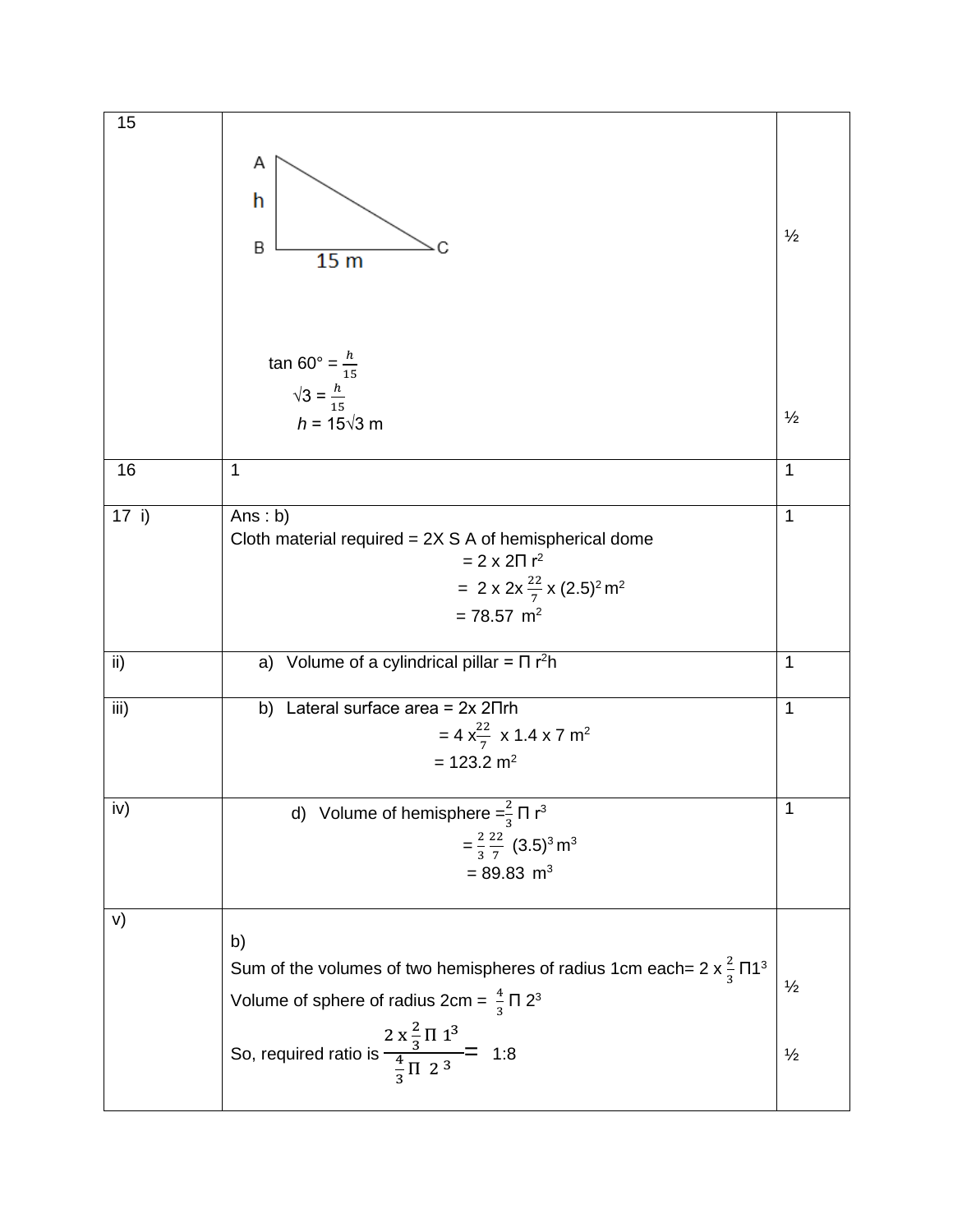| | | |
|---|---|---|
| 15 | A, h, B, 15 m, C<br><br>$\tan 60° = \frac{h}{15}$<br>$\sqrt{3} = \frac{h}{15}$<br>$h = 15\sqrt{3}$ m | ½<br><br>½ |
| 16 | 1 | 1 |
| 17 i) | Ans : b)<br>Cloth material required = 2X S A of hemispherical dome<br>$= 2 \times 2\Pi r^2$<br>$= 2 \times 2 \times \frac{22}{7} \times (2.5)^2$ m$^2$<br>$= 78.57$ m$^2$ | 1 |
| ii) | a) Volume of a cylindrical pillar = $\Pi r^2 h$ | 1 |
| iii) | b) Lateral surface area = $2 \times 2\Pi rh$<br>$= 4 \times \frac{22}{7} \times 1.4 \times 7$ m$^2$<br>$= 123.2$ m$^2$ | 1 |
| iv) | d) Volume of hemisphere $= \frac{2}{3} \Pi r^3$<br>$= \frac{2}{3} \frac{22}{7} (3.5)^3$ m$^3$<br>$= 89.83$ m$^3$ | 1 |
| v) | b)<br>Sum of the volumes of two hemispheres of radius 1cm each= $2 \times \frac{2}{3} \Pi 1^3$<br>Volume of sphere of radius 2cm = $\frac{4}{3} \Pi 2^3$<br>So, required ratio is $\frac{2 \times \frac{2}{3} \Pi 1^3}{\frac{4}{3} \Pi 2^3} =$ 1:8 | ½<br><br>½ |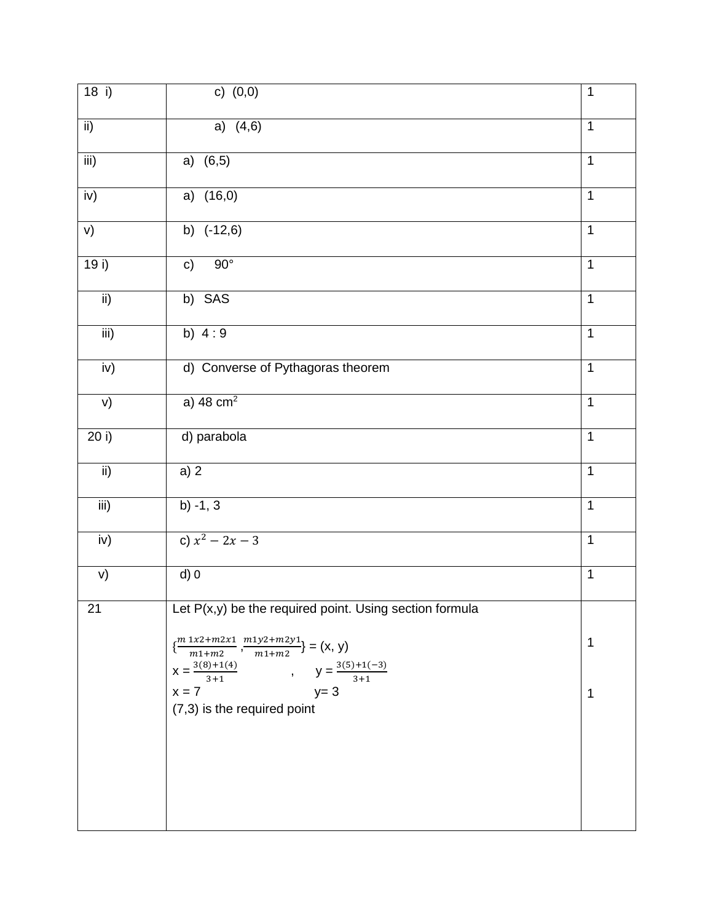| | | |
|---|---|---|
| 18 i) | c) (0,0) | 1 |
| ii) | a) (4,6) | 1 |
| iii) | a) (6,5) | 1 |
| iv) | a) (16,0) | 1 |
| v) | b) (-12,6) | 1 |
| 19 i) | c) 90° | 1 |
| ii) | b) SAS | 1 |
| iii) | b) 4 : 9 | 1 |
| iv) | d) Converse of Pythagoras theorem | 1 |
| v) | a) 48 $cm^2$ | 1 |
| 20 i) | d) parabola | 1 |
| ii) | a) 2 | 1 |
| iii) | b) -1, 3 | 1 |
| iv) | c) $x^2 - 2x - 3$ | 1 |
| v) | d) 0 | 1 |
| 21 | Let P(x,y) be the required point. Using section formula<br><br>$\{\frac{m1x2+m2x1}{m1+m2}, \frac{m1y2+m2y1}{m1+m2}\}$ = (x, y)<br>x = $\frac{3(8)+1(4)}{3+1}$ , y = $\frac{3(5)+1(-3)}{3+1}$<br>x = 7 y= 3<br>(7,3) is the required point | 1<br><br>1 |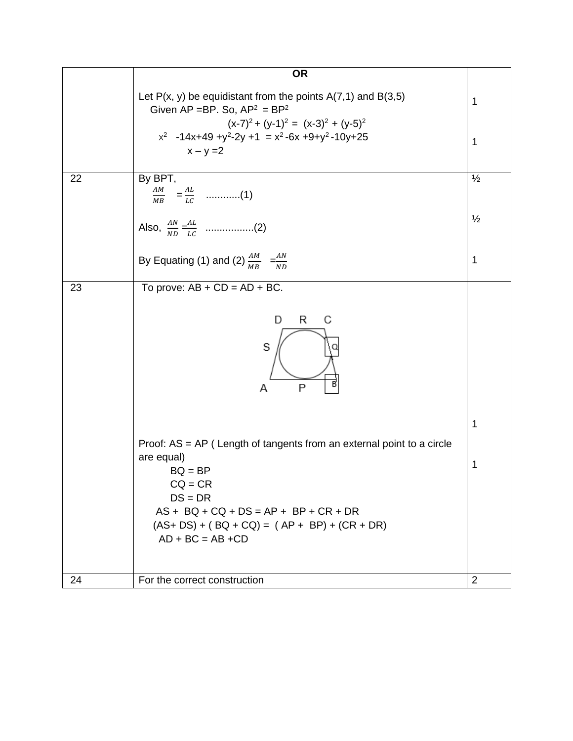| | | |
|---|---|---|
| | **OR**<br><br>Let P(x, y) be equidistant from the points A(7,1) and B(3,5)<br>Given AP =BP. So, $AP^2 = BP^2$<br>$(x-7)^2 + (y-1)^2 = (x-3)^2 + (y-5)^2$<br>$x^2 -14x+49 +y^2-2y +1 = x^2 -6x +9+y^2 -10y+25$<br>$x - y = 2$ | 1<br><br>1 |
| 22 | By BPT,<br>$\frac{AM}{MB} = \frac{AL}{LC}$ ............(1)<br><br>Also, $\frac{AN}{ND} = \frac{AL}{LC}$ .................(2)<br><br>By Equating (1) and (2) $\frac{AM}{MB} = \frac{AN}{ND}$ | ½<br><br>½<br><br>1 |
| 23 | To prove: AB + CD = AD + BC.<br><br>Proof: AS = AP ( Length of tangents from an external point to a circle are equal)<br>BQ = BP<br>CQ = CR<br>DS = DR<br>AS + BQ + CQ + DS = AP + BP + CR + DR<br>(AS+ DS) + ( BQ + CQ) = ( AP + BP) + (CR + DR)<br>AD + BC = AB +CD | 1<br><br>1 |
| 24 | For the correct construction | 2 |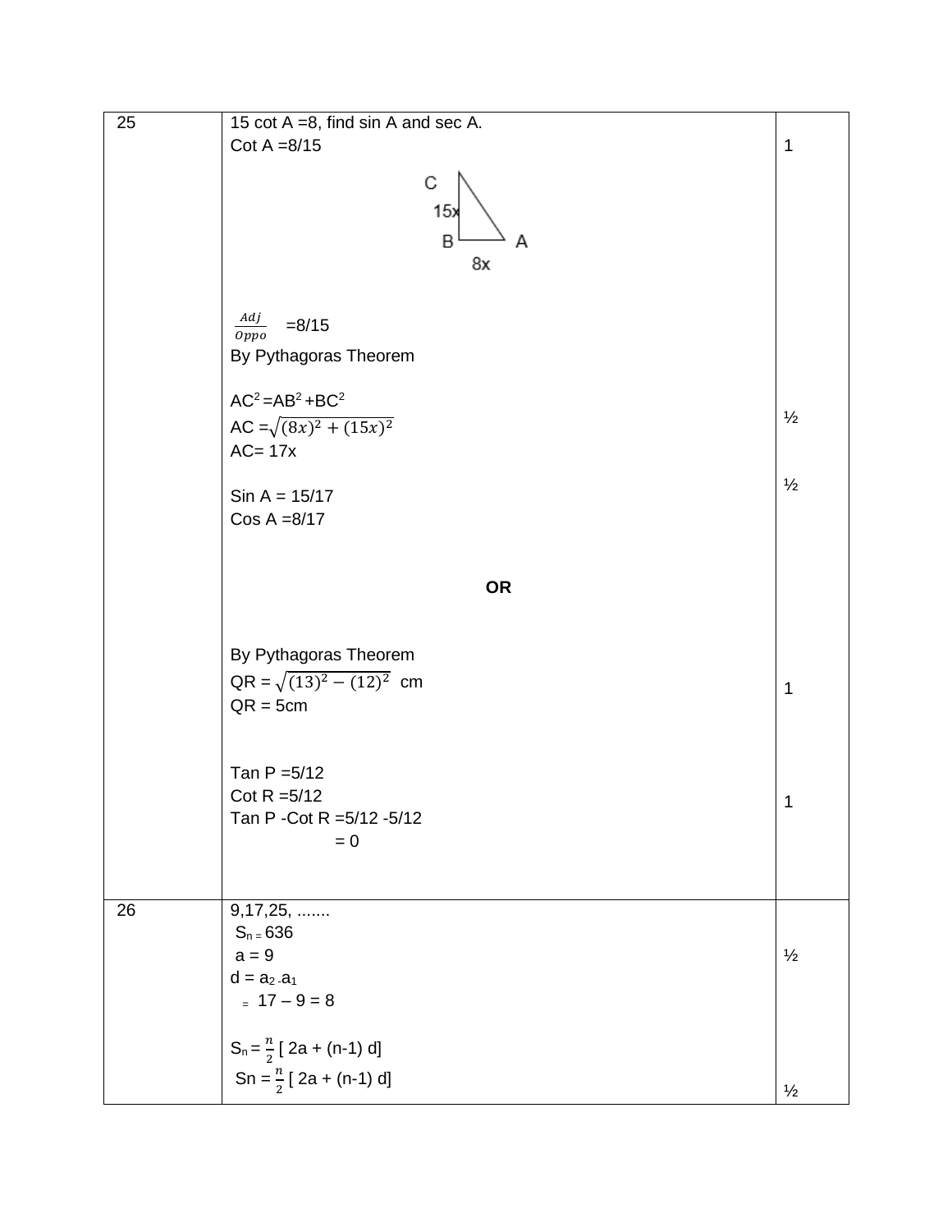| 25 | 15 cot A =8, find sin A and sec A.<br>Cot A =8/15<br><br>C, 15x, B, A, 8x<br><br>$\frac{Adj}{Oppo}$ =8/15<br>By Pythagoras Theorem<br><br>$AC^2 = AB^2 + BC^2$<br>AC =$\sqrt{(8x)^2 + (15x)^2}$<br>AC= 17x<br><br>Sin A = 15/17<br>Cos A =8/17<br><br>**OR**<br><br>By Pythagoras Theorem<br>QR = $\sqrt{(13)^2 - (12)^2}$ cm<br>QR = 5cm<br><br>Tan P =5/12<br>Cot R =5/12<br>Tan P -Cot R =5/12 -5/12<br>= 0 | 1<br><br><br><br><br><br><br>½<br><br>½<br><br><br><br><br>1<br><br><br>1 |
|---|---|---|
| 26 | 9,17,25, .......<br>$S_n = 636$<br>a = 9<br>$d = a_2 - a_1$<br>= 17 – 9 = 8<br><br>$S_n = \frac{n}{2}$ [ 2a + (n-1) d]<br>$Sn = \frac{n}{2}$ [ 2a + (n-1) d] | <br><br>½<br><br><br><br><br>½ |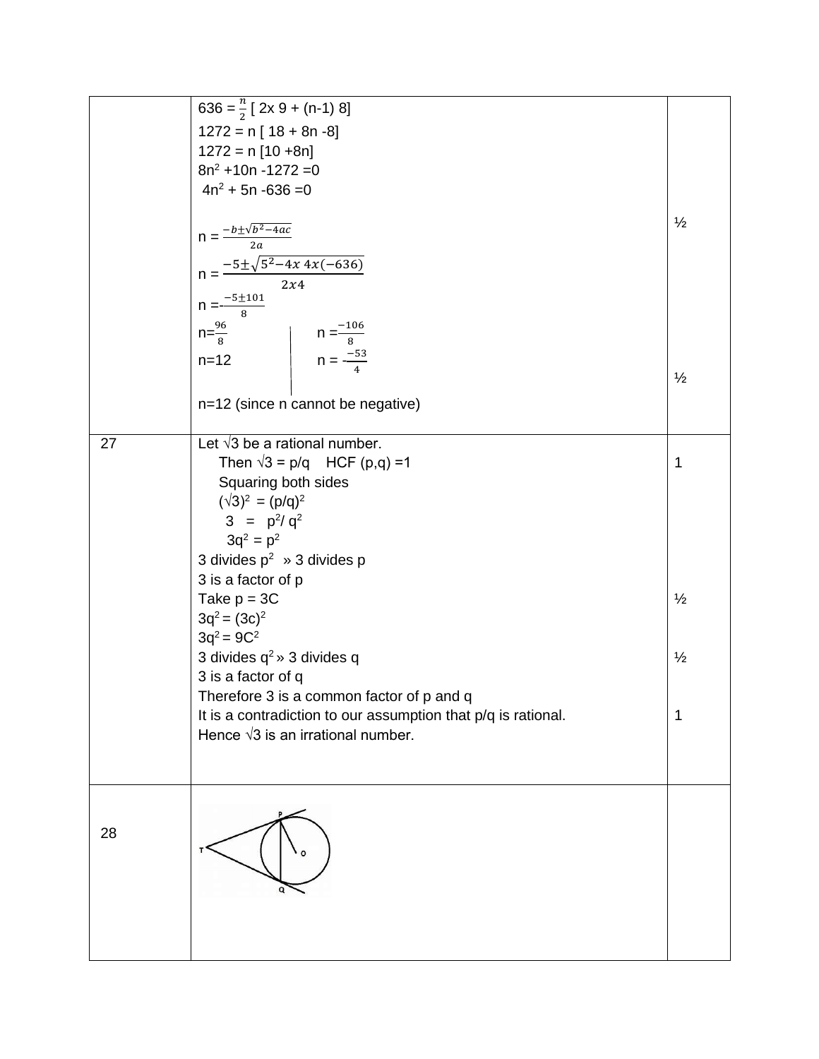| | | |
|---|---|---|
| | $636 = \frac{n}{2}$ [ 2x 9 + (n-1) 8]<br>1272 = n [ 18 + 8n -8]<br>1272 = n [10 +8n]<br>$8n^2 + 10n - 1272 = 0$<br>$4n^2 + 5n - 636 = 0$<br><br>$n = \frac{-b \pm \sqrt{b^2-4ac}}{2a}$<br>$n = \frac{-5 \pm \sqrt{5^2 - 4x\,4x(-636)}}{2x4}$<br>$n = \frac{-5 \pm 101}{8}$<br>$n = \frac{96}{8}$ &#124; $n = \frac{-106}{8}$<br>n=12 &#124; $n = -\frac{-53}{4}$<br><br>n=12 (since n cannot be negative) | ½<br><br><br><br>½ |
| 27 | Let √3 be a rational number.<br>Then √3 = p/q HCF (p,q) =1<br>Squaring both sides<br>$(\sqrt{3})^2 = (p/q)^2$<br>$3 = p^2/q^2$<br>$3q^2 = p^2$<br>3 divides $p^2$ » 3 divides p<br>3 is a factor of p<br>Take p = 3C<br>$3q^2 = (3c)^2$<br>$3q^2 = 9C^2$<br>3 divides $q^2$ » 3 divides q<br>3 is a factor of q<br>Therefore 3 is a common factor of p and q<br>It is a contradiction to our assumption that p/q is rational.<br>Hence √3 is an irrational number. | 1<br><br><br><br>½<br><br>½<br><br>1 |
| 28 | | |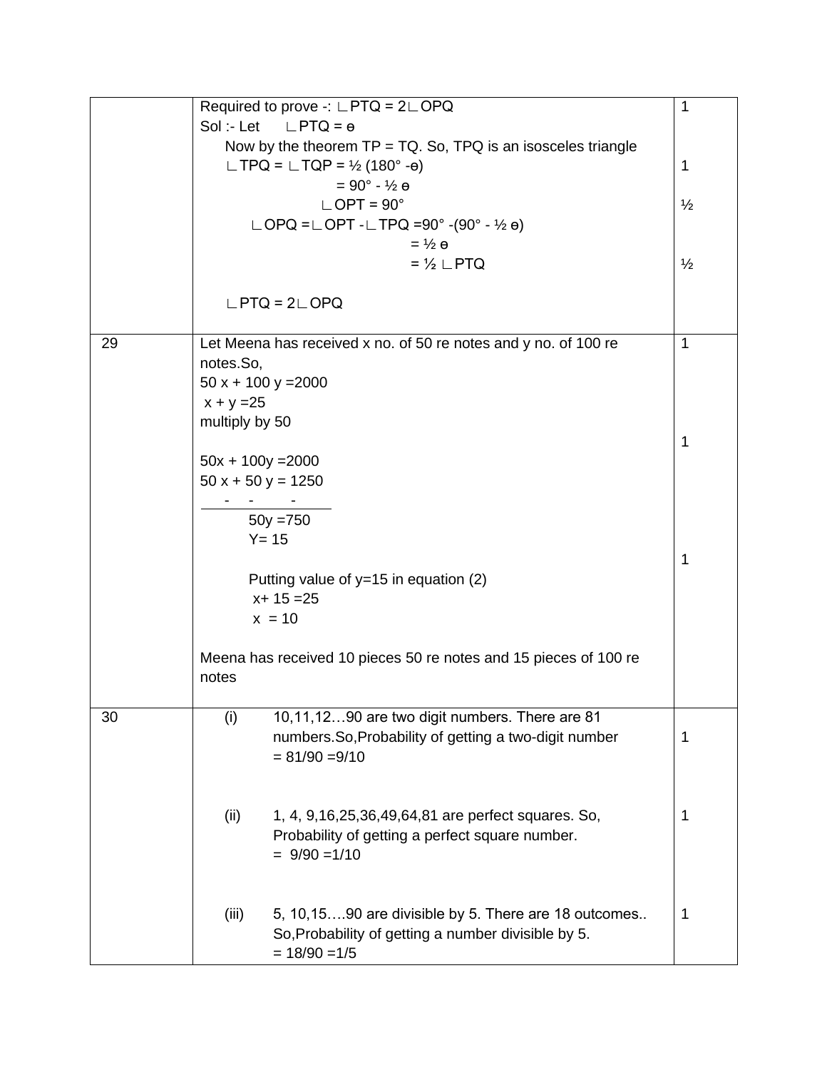| | | |
|---|---|---|
| | Required to prove -: ∟PTQ = 2∟OPQ<br>Sol :- Let ∟PTQ = ɵ<br>Now by the theorem TP = TQ. So, TPQ is an isosceles triangle<br>∟TPQ = ∟TQP = ½ (180° -ɵ)<br>= 90° - ½ ɵ<br>∟OPT = 90°<br>∟OPQ =∟OPT -∟TPQ =90° -(90° - ½ ɵ)<br>= ½ ɵ<br>= ½ ∟PTQ<br><br>∟PTQ = 2∟OPQ | 1<br><br><br>1<br><br>½<br><br><br>½ |
| 29 | Let Meena has received x no. of 50 re notes and y no. of 100 re notes.So,<br>50 x + 100 y =2000<br>x + y =25<br>multiply by 50<br><br>50x + 100y =2000<br>50 x + 50 y = 1250<br>- - -<br>50y =750<br>Y= 15<br><br>Putting value of y=15 in equation (2)<br>x+ 15 =25<br>x = 10<br><br>Meena has received 10 pieces 50 re notes and 15 pieces of 100 re notes | 1<br><br><br><br><br>1<br><br><br><br><br><br>1 |
| 30 | (i) 10,11,12…90 are two digit numbers. There are 81 numbers.So,Probability of getting a two-digit number = 81/90 =9/10<br><br>(ii) 1, 4, 9,16,25,36,49,64,81 are perfect squares. So, Probability of getting a perfect square number. = 9/90 =1/10<br><br>(iii) 5, 10,15….90 are divisible by 5. There are 18 outcomes.. So,Probability of getting a number divisible by 5. = 18/90 =1/5 | 1<br><br><br>1<br><br><br>1 |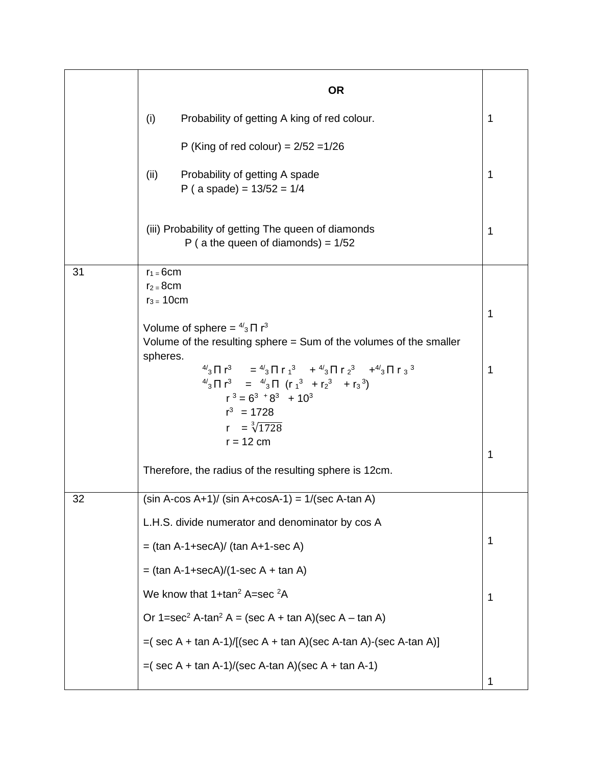| | | |
|---|---|---|
| | **OR**<br><br>(i) Probability of getting A king of red colour.<br><br>P (King of red colour) = 2/52 =1/26<br><br>(ii) Probability of getting A spade<br>P ( a spade) = 13/52 = 1/4<br><br>(iii) Probability of getting The queen of diamonds<br>P ( a the queen of diamonds) = 1/52 | 1<br><br><br><br>1<br><br><br><br>1 |
| 31 | $r_1 = 6$cm<br>$r_2 = 8$cm<br>$r_3 = 10$cm<br><br>Volume of sphere = $\frac{4}{3} \Pi r^3$<br>Volume of the resulting sphere = Sum of the volumes of the smaller spheres.<br>$\frac{4}{3} \Pi r^3 = \frac{4}{3} \Pi r_1^3 + \frac{4}{3} \Pi r_2^3 + \frac{4}{3} \Pi r_3^{\ 3}$<br>$\frac{4}{3} \Pi r^3 = \frac{4}{3} \Pi (r_1^3 + r_2^3 + r_3^{\ 3})$<br>$r^3 = 6^3 + 8^3 + 10^3$<br>$r^3 = 1728$<br>$r = \sqrt[3]{1728}$<br>$r = 12$ cm<br><br>Therefore, the radius of the resulting sphere is 12cm. | 1<br><br>1<br><br><br><br>1 |
| 32 | (sin A-cos A+1)/ (sin A+cosA-1) = 1/(sec A-tan A)<br><br>L.H.S. divide numerator and denominator by cos A<br><br>= (tan A-1+secA)/ (tan A+1-sec A)<br><br>= (tan A-1+secA)/(1-sec A + tan A)<br><br>We know that $1+\tan^2 A=\sec^2 A$<br><br>Or $1=\sec^2 A-\tan^2 A$ = (sec A + tan A)(sec A – tan A)<br><br>=( sec A + tan A-1)/[(sec A + tan A)(sec A-tan A)-(sec A-tan A)]<br><br>=( sec A + tan A-1)/(sec A-tan A)(sec A + tan A-1) | 1<br><br>1<br><br><br><br>1 |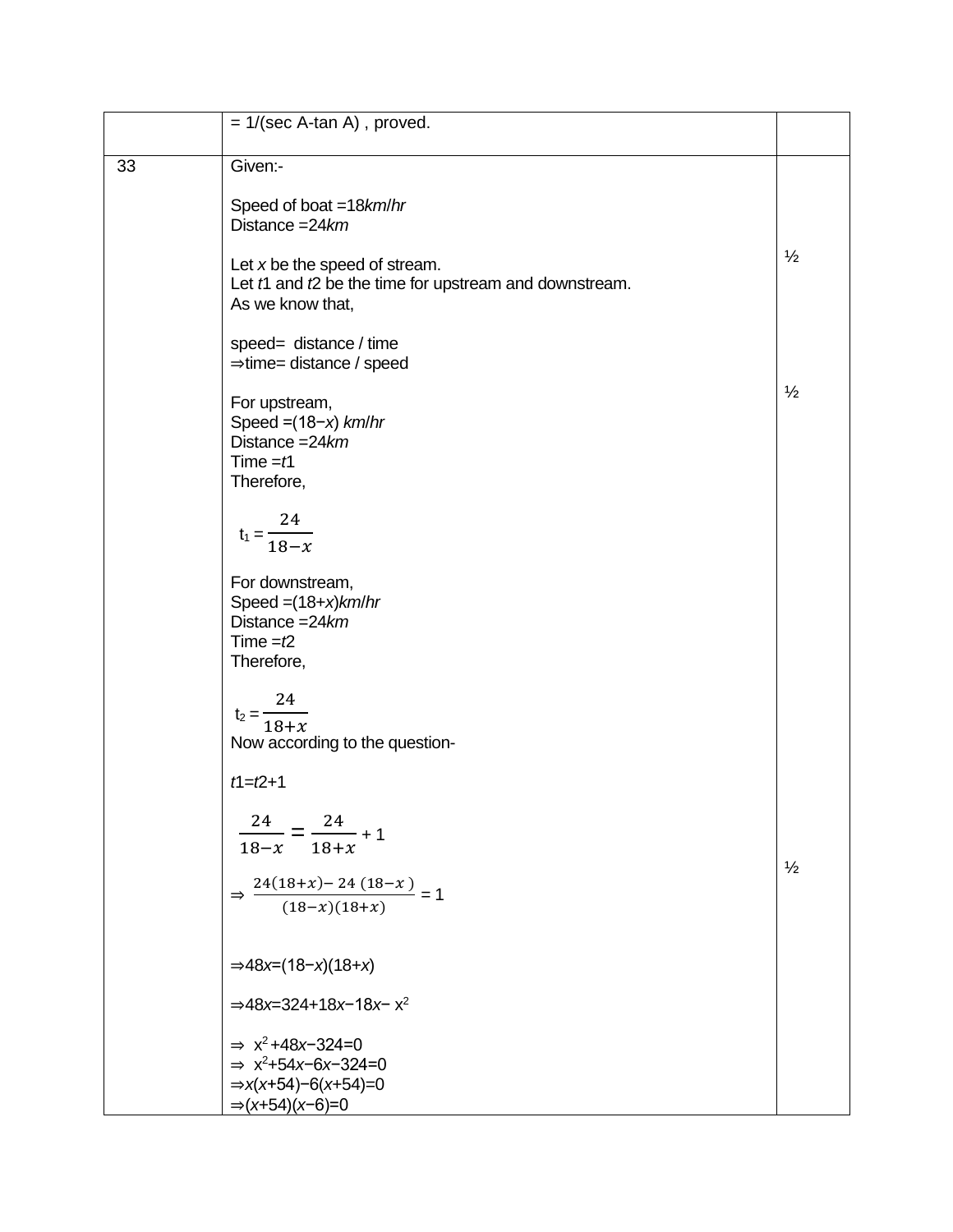|  |  |  |
|---|---|---|
|  | = 1/(sec A-tan A) , proved. |  |
| 33 | Given:-<br><br>Speed of boat =18*km*/*hr*<br>Distance =24*km*<br><br>Let $x$ be the speed of stream.<br>Let $t1$ and $t2$ be the time for upstream and downstream.<br>As we know that,<br><br>speed= distance / time<br>⇒time= distance / speed<br><br>For upstream,<br>Speed =(18−$x$) *km*/*hr*<br>Distance =24*km*<br>Time =$t1$<br>Therefore,<br><br>$t_1 = \frac{24}{18-x}$<br><br>For downstream,<br>Speed =(18+$x$)*km*/*hr*<br>Distance =24*km*<br>Time =$t2$<br>Therefore,<br><br>$t_2 = \frac{24}{18+x}$<br>Now according to the question-<br><br>$t1=t2+1$<br><br>$\frac{24}{18-x} = \frac{24}{18+x} + 1$<br><br>$\Rightarrow \frac{24(18+x)-24(18-x)}{(18-x)(18+x)} = 1$<br><br>$\Rightarrow 48x=(18-x)(18+x)$<br><br>$\Rightarrow 48x=324+18x-18x-x^2$<br><br>$\Rightarrow x^2+48x-324=0$<br>$\Rightarrow x^2+54x-6x-324=0$<br>$\Rightarrow x(x+54)-6(x+54)=0$<br>$\Rightarrow (x+54)(x-6)=0$ | ½<br><br>½<br><br>½ |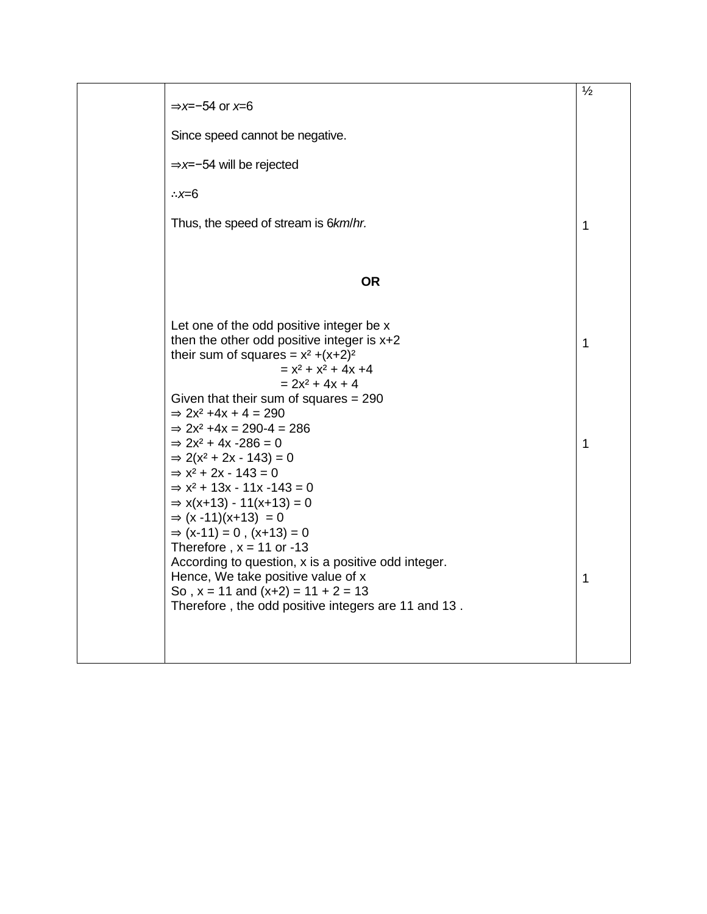| | | |
|---|---|---|
| | $\Rightarrow x = -54$ or $x = 6$<br><br>Since speed cannot be negative.<br><br>$\Rightarrow x = -54$ will be rejected<br><br>$\therefore x = 6$<br><br>Thus, the speed of stream is 6*km*/*hr.*<br><br>**OR**<br><br>Let one of the odd positive integer be x<br>then the other odd positive integer is x+2<br>their sum of squares = $x^2 + (x+2)^2$<br>$= x^2 + x^2 + 4x + 4$<br>$= 2x^2 + 4x + 4$<br>Given that their sum of squares = 290<br>$\Rightarrow 2x^2 + 4x + 4 = 290$<br>$\Rightarrow 2x^2 + 4x = 290 - 4 = 286$<br>$\Rightarrow 2x^2 + 4x - 286 = 0$<br>$\Rightarrow 2(x^2 + 2x - 143) = 0$<br>$\Rightarrow x^2 + 2x - 143 = 0$<br>$\Rightarrow x^2 + 13x - 11x - 143 = 0$<br>$\Rightarrow x(x+13) - 11(x+13) = 0$<br>$\Rightarrow (x - 11)(x+13) = 0$<br>$\Rightarrow (x-11) = 0$ , $(x+13) = 0$<br>Therefore , x = 11 or -13<br>According to question, x is a positive odd integer.<br>Hence, We take positive value of x<br>So , x = 11 and (x+2) = 11 + 2 = 13<br>Therefore , the odd positive integers are 11 and 13 . | ½<br><br><br><br><br><br><br>1<br><br><br><br><br><br><br>1<br><br><br><br><br><br><br>1<br><br><br><br><br><br><br><br><br>1 |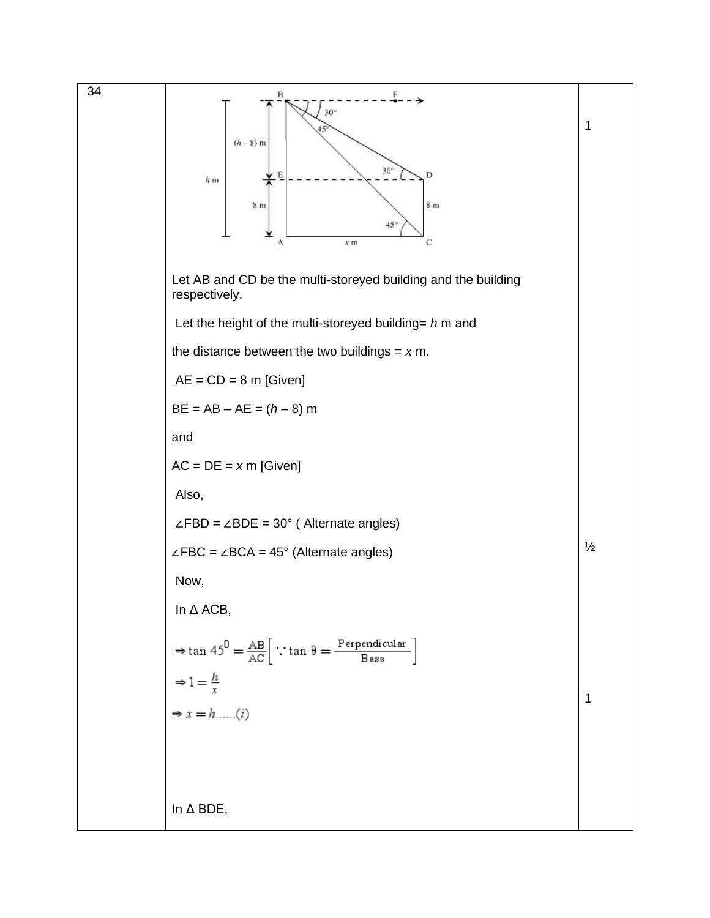| | | |
|---|---|---|
| 34 | Let AB and CD be the multi-storeyed building and the building respectively.<br><br>Let the height of the multi-storeyed building= $h$ m and<br><br>the distance between the two buildings = $x$ m.<br><br>AE = CD = 8 m [Given]<br><br>BE = AB – AE = ($h$ – 8) m<br><br>and<br><br>AC = DE = $x$ m [Given]<br><br>Also,<br><br>∠FBD = ∠BDE = 30° ( Alternate angles)<br><br>∠FBC = ∠BCA = 45° (Alternate angles)<br><br>Now,<br><br>In Δ ACB,<br><br>$\Rightarrow \tan 45^0 = \frac{AB}{AC}\left[\because \tan\theta = \frac{\text{Perpendicular}}{\text{Base}}\right]$<br><br>$\Rightarrow 1 = \frac{h}{x}$<br><br>$\Rightarrow x = h$……(i)<br><br>In Δ BDE, | 1<br><br>½<br><br>1 |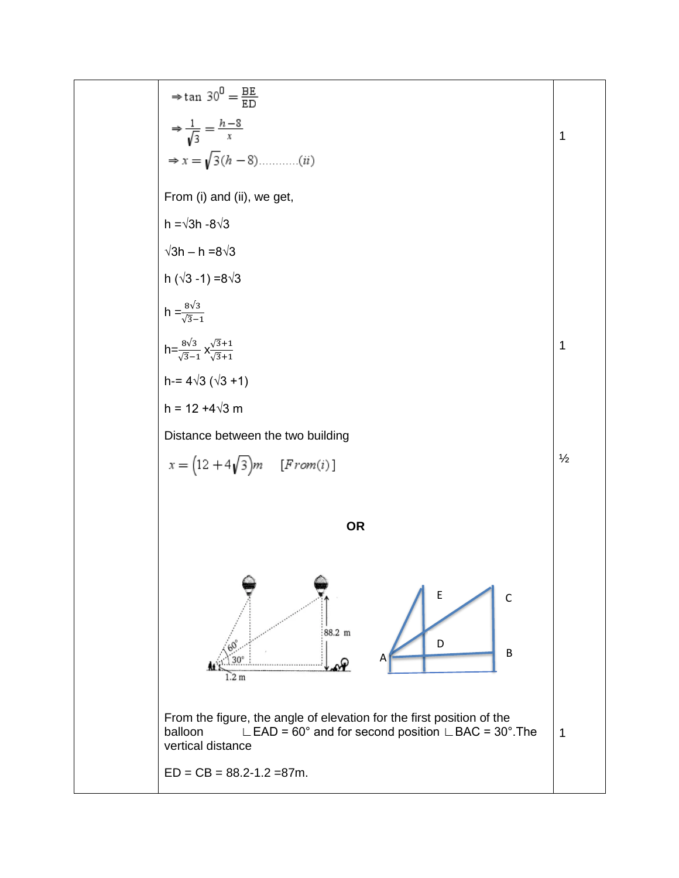| | | |
|---|---|---|
| | $\Rightarrow \tan 30^0 = \frac{BE}{ED}$<br><br>$\Rightarrow \frac{1}{\sqrt{3}} = \frac{h-8}{x}$<br><br>$\Rightarrow x = \sqrt{3}(h-8)$............$(ii)$<br><br>From (i) and (ii), we get,<br><br>h =√3h -8√3<br><br>√3h – h =8√3<br><br>h (√3 -1) =8√3<br><br>$h = \frac{8\sqrt{3}}{\sqrt{3}-1}$<br><br>$h = \frac{8\sqrt{3}}{\sqrt{3}-1} \times \frac{\sqrt{3}+1}{\sqrt{3}+1}$<br><br>h-= 4√3 (√3 +1)<br><br>h = 12 +4√3 m<br><br>Distance between the two building<br><br>$x = \left(12 + 4\sqrt{3}\right)m \quad [From(i)]$<br><br>**OR**<br><br>From the figure, the angle of elevation for the first position of the balloon ∟EAD = 60° and for second position ∟BAC = 30°.The vertical distance<br><br>ED = CB = 88.2-1.2 =87m. | 1<br><br><br><br><br><br><br><br><br><br>1<br><br><br><br><br>½<br><br><br><br><br><br><br><br>1 |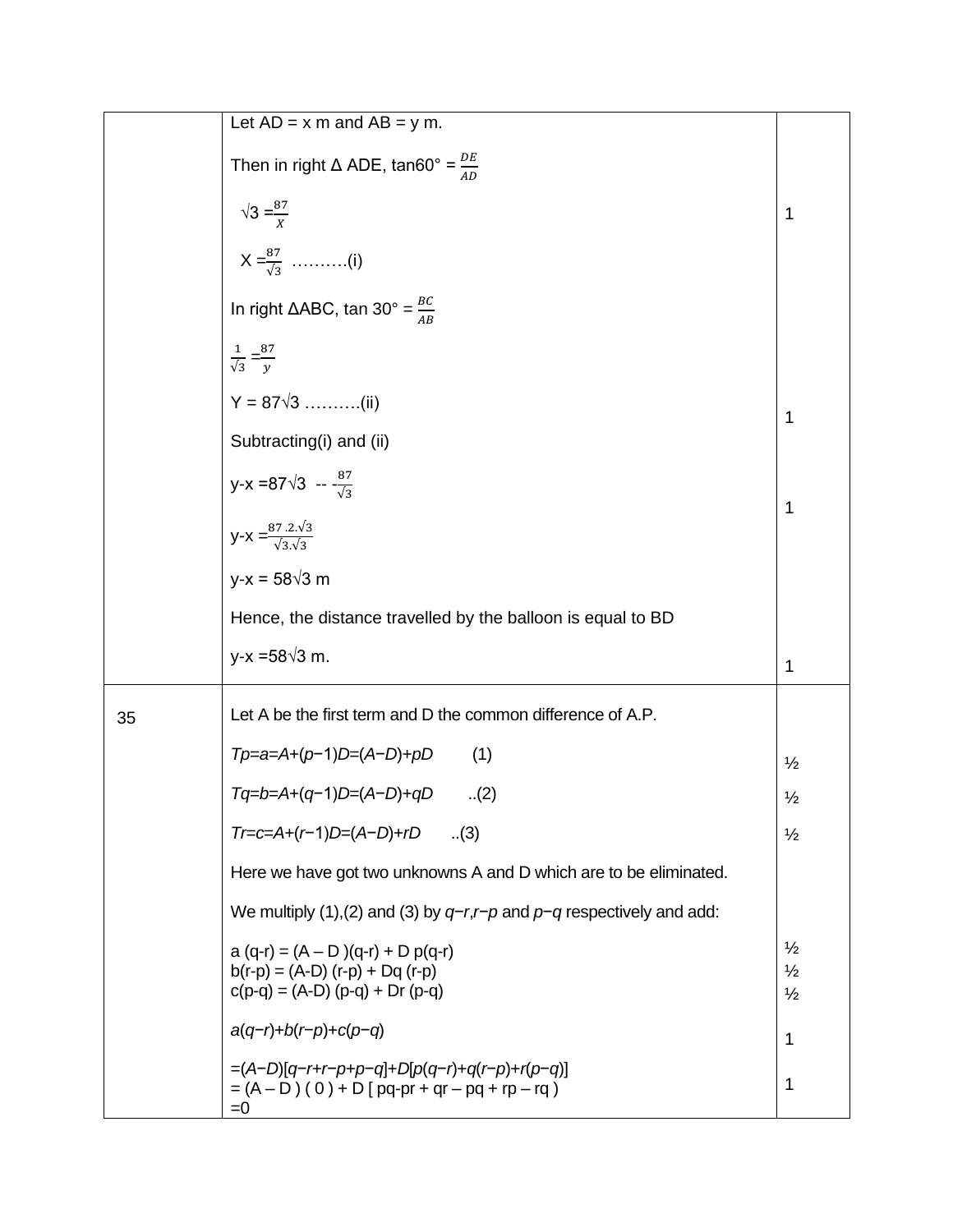| | | |
|---|---|---|
| | Let AD = x m and AB = y m.<br><br>Then in right Δ ADE, tan60° = $\frac{DE}{AD}$<br><br>√3 =$\frac{87}{X}$<br><br>X =$\frac{87}{\sqrt{3}}$ ……….(i)<br><br>In right ΔABC, tan 30° = $\frac{BC}{AB}$<br><br>$\frac{1}{\sqrt{3}}$ =$\frac{87}{y}$<br><br>Y = 87√3 ……….(ii)<br><br>Subtracting(i) and (ii)<br><br>y-x =87√3 -- -$\frac{87}{\sqrt{3}}$<br><br>y-x =$\frac{87 .2.\sqrt{3}}{\sqrt{3}.\sqrt{3}}$<br><br>y-x = 58√3 m<br><br>Hence, the distance travelled by the balloon is equal to BD<br><br>y-x =58√3 m. | 1<br><br>1<br><br>1<br><br>1 |
| 35 | Let A be the first term and D the common difference of A.P.<br><br>$Tp=a=A+(p-1)D=(A-D)+pD$ (1)<br><br>$Tq=b=A+(q-1)D=(A-D)+qD$ ..(2)<br><br>$Tr=c=A+(r-1)D=(A-D)+rD$ ..(3)<br><br>Here we have got two unknowns A and D which are to be eliminated.<br><br>We multiply (1),(2) and (3) by $q-r$,$r-p$ and $p-q$ respectively and add:<br><br>a (q-r) = (A – D )(q-r) + D p(q-r)<br>b(r-p) = (A-D) (r-p) + Dq (r-p)<br>c(p-q) = (A-D) (p-q) + Dr (p-q)<br><br>$a(q-r)+b(r-p)+c(p-q)$<br><br>$=(A-D)[q-r+r-p+p-q]+D[p(q-r)+q(r-p)+r(p-q)]$<br>= (A – D ) ( 0 ) + D [ pq-pr + qr – pq + rp – rq )<br>=0 | ½<br>½<br>½<br><br>½<br>½<br>½<br><br>1<br><br>1 |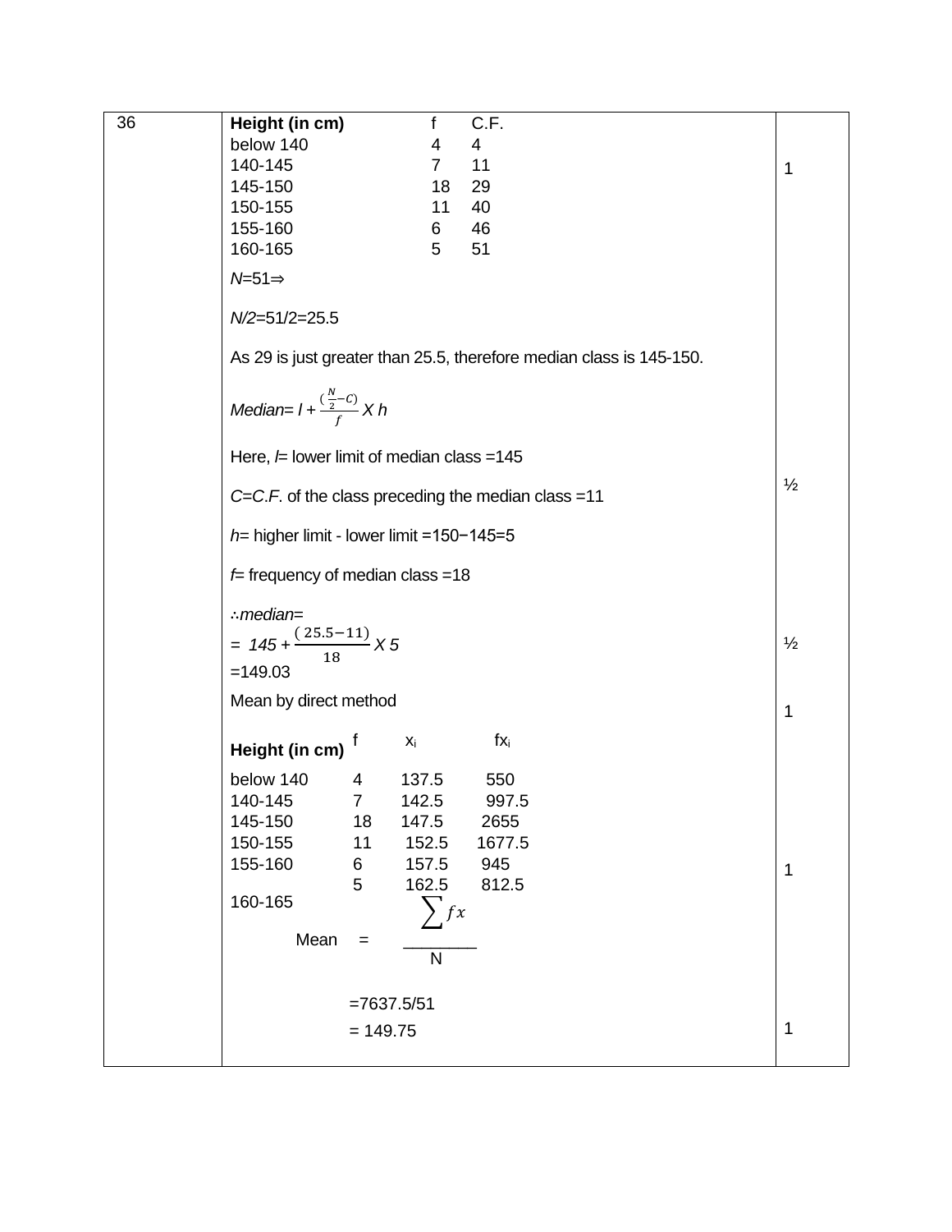| | | |
|---|---|---|
| 36 | **Height (in cm)** f C.F.<br>below 140 4 4<br>140-145 7 11<br>145-150 18 29<br>150-155 11 40<br>155-160 6 46<br>160-165 5 51 | 1 |

| Height (in cm) | f | C.F. |
|---|---|---|
| below 140 | 4 | 4 |
| 140-145 | 7 | 11 |
| 145-150 | 18 | 29 |
| 150-155 | 11 | 40 |
| 155-160 | 6 | 46 |
| 160-165 | 5 | 51 |

$N$=51⇒

$N/2$=51/2=25.5

As 29 is just greater than 25.5, therefore median class is 145-150.

$$Median = l + \frac{(\frac{N}{2} - C)}{f} X\ h$$

Here, $l$= lower limit of median class =145

$C$=$C.F.$ of the class preceding the median class =11 — ½

$h$= higher limit - lower limit =150−145=5

$f$= frequency of median class =18

∴$median$=

$$= 145 + \frac{(25.5-11)}{18} X\ 5$$ — ½

=149.03

Mean by direct method — 1

| Height (in cm) | f | $x_i$ | $fx_i$ |
|---|---|---|---|
| below 140 | 4 | 137.5 | 550 |
| 140-145 | 7 | 142.5 | 997.5 |
| 145-150 | 18 | 147.5 | 2655 |
| 150-155 | 11 | 152.5 | 1677.5 |
| 155-160 | 6 | 157.5 | 945 |
| 160-165 | 5 | 162.5 | 812.5 |

1

$$Mean = \frac{\sum fx}{N}$$

=7637.5/51

= 149.75 — 1